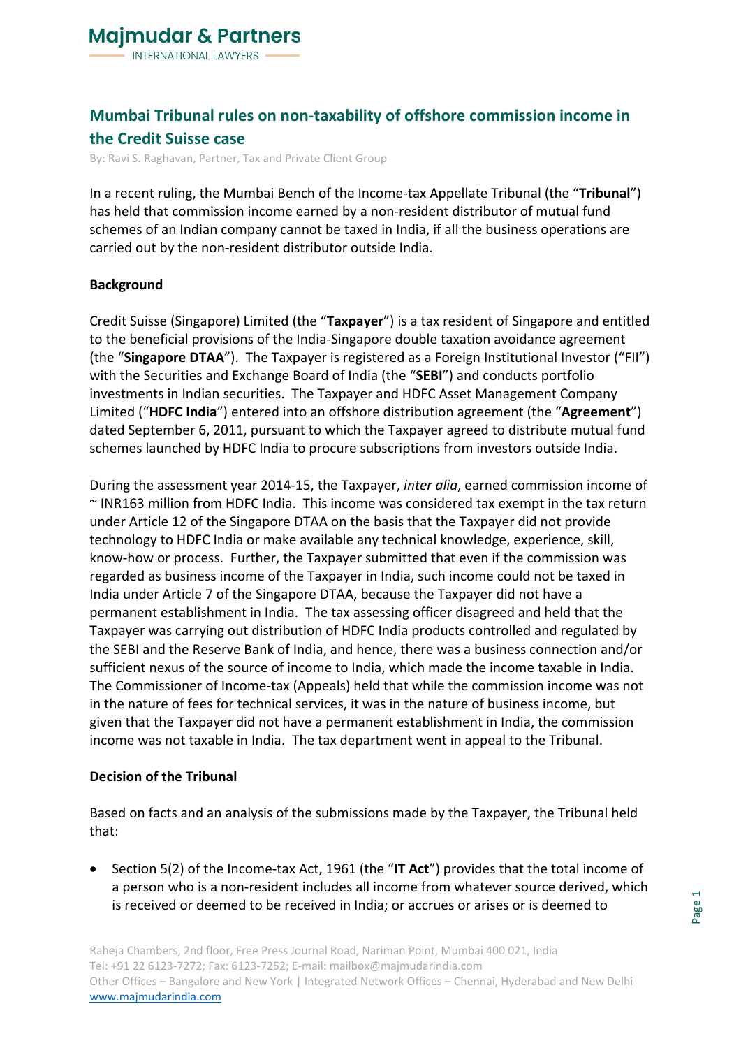# Majmudar & Partners

INTERNATIONAL LAWYERS

## Mumbai Tribunal rules on non-taxability of offshore commission income in the Credit Suisse case

By: Ravi S. Raghavan, Partner, Tax and Private Client Group

In a recent ruling, the Mumbai Bench of the Income-tax Appellate Tribunal (the "**Tribunal**") has held that commission income earned by a non-resident distributor of mutual fund schemes of an Indian company cannot be taxed in India, if all the business operations are carried out by the non-resident distributor outside India.

### Background

Credit Suisse (Singapore) Limited (the "**Taxpayer**") is a tax resident of Singapore and entitled to the beneficial provisions of the India-Singapore double taxation avoidance agreement (the "**Singapore DTAA**"). The Taxpayer is registered as a Foreign Institutional Investor ("FII") with the Securities and Exchange Board of India (the "**SEBI**") and conducts portfolio investments in Indian securities. The Taxpayer and HDFC Asset Management Company Limited ("**HDFC India**") entered into an offshore distribution agreement (the "**Agreement**") dated September 6, 2011, pursuant to which the Taxpayer agreed to distribute mutual fund schemes launched by HDFC India to procure subscriptions from investors outside India.

During the assessment year 2014-15, the Taxpayer, *inter alia*, earned commission income of ~ INR163 million from HDFC India. This income was considered tax exempt in the tax return under Article 12 of the Singapore DTAA on the basis that the Taxpayer did not provide technology to HDFC India or make available any technical knowledge, experience, skill, know-how or process. Further, the Taxpayer submitted that even if the commission was regarded as business income of the Taxpayer in India, such income could not be taxed in India under Article 7 of the Singapore DTAA, because the Taxpayer did not have a permanent establishment in India. The tax assessing officer disagreed and held that the Taxpayer was carrying out distribution of HDFC India products controlled and regulated by the SEBI and the Reserve Bank of India, and hence, there was a business connection and/or sufficient nexus of the source of income to India, which made the income taxable in India. The Commissioner of Income-tax (Appeals) held that while the commission income was not in the nature of fees for technical services, it was in the nature of business income, but given that the Taxpayer did not have a permanent establishment in India, the commission income was not taxable in India. The tax department went in appeal to the Tribunal.

### Decision of the Tribunal

Based on facts and an analysis of the submissions made by the Taxpayer, the Tribunal held that:

- Section 5(2) of the Income-tax Act, 1961 (the "**IT Act**") provides that the total income of a person who is a non-resident includes all income from whatever source derived, which is received or deemed to be received in India; or accrues or arises or is deemed to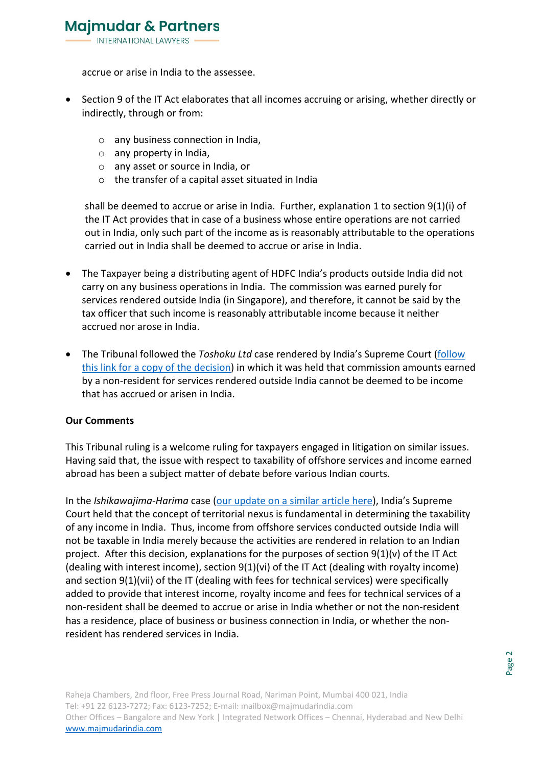accrue or arise in India to the assessee.

- Section 9 of the IT Act elaborates that all incomes accruing or arising, whether directly or indirectly, through or from:
  - any business connection in India,
  - any property in India,
  - any asset or source in India, or
  - the transfer of a capital asset situated in India

  shall be deemed to accrue or arise in India. Further, explanation 1 to section 9(1)(i) of the IT Act provides that in case of a business whose entire operations are not carried out in India, only such part of the income as is reasonably attributable to the operations carried out in India shall be deemed to accrue or arise in India.

- The Taxpayer being a distributing agent of HDFC India's products outside India did not carry on any business operations in India. The commission was earned purely for services rendered outside India (in Singapore), and therefore, it cannot be said by the tax officer that such income is reasonably attributable income because it neither accrued nor arose in India.

- The Tribunal followed the *Toshoku Ltd* case rendered by India's Supreme Court (follow this link for a copy of the decision) in which it was held that commission amounts earned by a non-resident for services rendered outside India cannot be deemed to be income that has accrued or arisen in India.

**Our Comments**

This Tribunal ruling is a welcome ruling for taxpayers engaged in litigation on similar issues. Having said that, the issue with respect to taxability of offshore services and income earned abroad has been a subject matter of debate before various Indian courts.

In the *Ishikawajima-Harima* case (our update on a similar article here), India's Supreme Court held that the concept of territorial nexus is fundamental in determining the taxability of any income in India. Thus, income from offshore services conducted outside India will not be taxable in India merely because the activities are rendered in relation to an Indian project. After this decision, explanations for the purposes of section 9(1)(v) of the IT Act (dealing with interest income), section 9(1)(vi) of the IT Act (dealing with royalty income) and section 9(1)(vii) of the IT (dealing with fees for technical services) were specifically added to provide that interest income, royalty income and fees for technical services of a non-resident shall be deemed to accrue or arise in India whether or not the non-resident has a residence, place of business or business connection in India, or whether the non-resident has rendered services in India.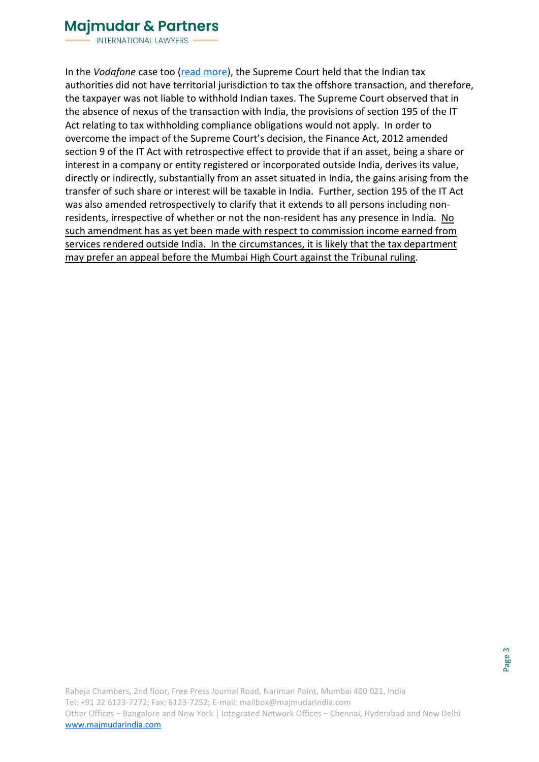In the *Vodafone* case too (read more), the Supreme Court held that the Indian tax authorities did not have territorial jurisdiction to tax the offshore transaction, and therefore, the taxpayer was not liable to withhold Indian taxes. The Supreme Court observed that in the absence of nexus of the transaction with India, the provisions of section 195 of the IT Act relating to tax withholding compliance obligations would not apply. In order to overcome the impact of the Supreme Court's decision, the Finance Act, 2012 amended section 9 of the IT Act with retrospective effect to provide that if an asset, being a share or interest in a company or entity registered or incorporated outside India, derives its value, directly or indirectly, substantially from an asset situated in India, the gains arising from the transfer of such share or interest will be taxable in India. Further, section 195 of the IT Act was also amended retrospectively to clarify that it extends to all persons including non-residents, irrespective of whether or not the non-resident has any presence in India. <u>No such amendment has as yet been made with respect to commission income earned from services rendered outside India. In the circumstances, it is likely that the tax department may prefer an appeal before the Mumbai High Court against the Tribunal ruling</u>.